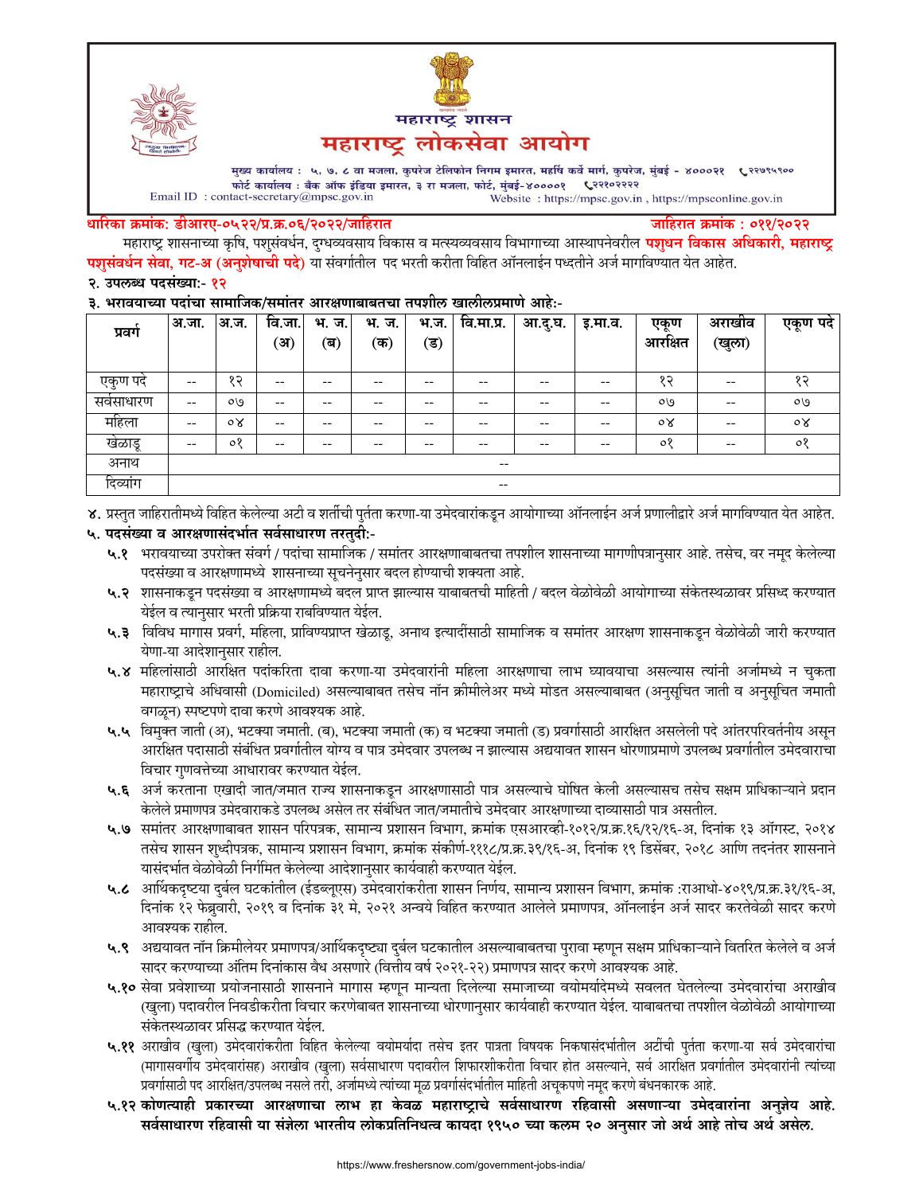# महाराष्ट्र शासन

# महाराष्ट्र लोकसेवा आयोग

मुख्य कार्यालय : ५, ७, ८ वा मजला, कुपरेज टेलिफोन निगम इमारत, महर्षि कर्वे मार्ग, कुपरेज, मुंबई - ४०००२१ ☎२२७९५९००
फोर्ट कार्यालय : बँक ऑफ इंडिया इमारत, ३ रा मजला, फोर्ट, मुंबई-४००००१ ☎२२१०२२२२
Email ID : contact-secretary@mpsc.gov.in
Website : https://mpsc.gov.in , https://mpsconline.gov.in

**धारिका क्रमांक: डीआरए-०५२२/प्र.क्र.०६/२०२२/जाहिरात** **जाहिरात क्रमांक : ०११/२०२२**

महाराष्ट्र शासनाच्या कृषि, पशुसंवर्धन, दुग्धव्यवसाय विकास व मत्स्यव्यवसाय विभागाच्या आस्थापनेवरील **पशुधन विकास अधिकारी, महाराष्ट्र पशुसंवर्धन सेवा, गट-अ (अनुशेषाची पदे)** या संवर्गातील पद भरती करीता विहित ऑनलाईन पध्दतीने अर्ज मागविण्यात येत आहेत.

**२. उपलब्ध पदसंख्या:- १२**

**३. भरावयाच्या पदांचा सामाजिक/समांतर आरक्षणाबाबतचा तपशील खालीलप्रमाणे आहे:-**

| प्रवर्ग | अ.जा. | अ.ज. | वि.जा. (अ) | भ. ज. (ब) | भ. ज. (क) | भ.ज. (ड) | वि.मा.प्र. | आ.दु.घ. | इ.मा.व. | एकूण आरक्षित | अराखीव (खुला) | एकूण पदे |
|---|---|---|---|---|---|---|---|---|---|---|---|---|
| एकुण पदे | -- | १२ | -- | -- | -- | -- | -- | -- | -- | १२ | -- | १२ |
| सर्वसाधारण | -- | ०७ | -- | -- | -- | -- | -- | -- | -- | ०७ | -- | ०७ |
| महिला | -- | ०४ | -- | -- | -- | -- | -- | -- | -- | ०४ | -- | ०४ |
| खेळाडू | -- | ०१ | -- | -- | -- | -- | -- | -- | -- | ०१ | -- | ०१ |
| अनाथ | -- | | | | | | | | | | | |
| दिव्यांग | -- | | | | | | | | | | | |

४. प्रस्तुत जाहिरातीमध्ये विहित केलेल्या अटी व शर्तीची पुर्तता करणा-या उमेदवारांकडून आयोगाच्या ऑनलाईन अर्ज प्रणालीद्वारे अर्ज मागविण्यात येत आहेत.

**५. पदसंख्या व आरक्षणासंदर्भात सर्वसाधारण तरतुदी:-**

**५.१** भरावयाच्या उपरोक्त संवर्ग / पदांचा सामाजिक / समांतर आरक्षणाबाबतचा तपशील शासनाच्या मागणीपत्रानुसार आहे. तसेच, वर नमूद केलेल्या पदसंख्या व आरक्षणामध्ये शासनाच्या सूचनेनुसार बदल होण्याची शक्यता आहे.

**५.२** शासनाकडून पदसंख्या व आरक्षणामध्ये बदल प्राप्त झाल्यास याबाबतची माहिती / बदल वेळोवेळी आयोगाच्या संकेतस्थळावर प्रसिध्द करण्यात येईल व त्यानुसार भरती प्रक्रिया राबविण्यात येईल.

**५.३** विविध मागास प्रवर्ग, महिला, प्राविण्यप्राप्त खेळाडू, अनाथ इत्यादींसाठी सामाजिक व समांतर आरक्षण शासनाकडून वेळोवेळी जारी करण्यात येणा-या आदेशानुसार राहील.

**५.४** महिलांसाठी आरक्षित पदांकरिता दावा करणा-या उमेदवारांनी महिला आरक्षणाचा लाभ घ्यावयाचा असल्यास त्यांनी अर्जामध्ये न चुकता महाराष्ट्राचे अधिवासी (Domiciled) असल्याबाबत तसेच नॉन क्रीमीलेअर मध्ये मोडत असल्याबाबत (अनुसूचित जाती व अनुसूचित जमाती वगळून) स्पष्टपणे दावा करणे आवश्यक आहे.

**५.५** विमुक्त जाती (अ), भटक्या जमाती (ब), भटक्या जमाती (क) व भटक्या जमाती (ड) प्रवर्गासाठी आरक्षित असलेली पदे आंतरपरिवर्तनीय असून आरक्षित पदासाठी संबंधित प्रवर्गातील योग्य व पात्र उमेदवार उपलब्ध न झाल्यास अद्ययावत शासन धोरणाप्रमाणे उपलब्ध प्रवर्गातील उमेदवाराचा विचार गुणवत्तेच्या आधारावर करण्यात येईल.

**५.६** अर्ज करताना एखादी जात/जमात राज्य शासनाकडून आरक्षणासाठी पात्र असल्याचे घोषित केली असल्यासच तसेच सक्षम प्राधिकाऱ्याने प्रदान केलेले प्रमाणपत्र उमेदवाराकडे उपलब्ध असेल तर संबंधित जात/जमातीचे उमेदवार आरक्षणाच्या दाव्यासाठी पात्र असतील.

**५.७** समांतर आरक्षणाबाबत शासन परिपत्रक, सामान्य प्रशासन विभाग, क्रमांक एसआरव्ही-१०१२/प्र.क्र.१६/१२/१६-अ, दिनांक १३ ऑगस्ट, २०१४ तसेच शासन शुध्दीपत्रक, सामान्य प्रशासन विभाग, क्रमांक संकीर्ण-१११८/प्र.क्र.३९/१६-अ, दिनांक १९ डिसेंबर, २०१८ आणि तदनंतर शासनाने यासंदर्भात वेळोवेळी निर्गमित केलेल्या आदेशानुसार कार्यवाही करण्यात येईल.

**५.८** आर्थिकदृष्टया दुर्बल घटकांतील (ईडब्लूएस) उमेदवारांकरीता शासन निर्णय, सामान्य प्रशासन विभाग, क्रमांक :राआधो-४०१९/प्र.क्र.३१/१६-अ, दिनांक १२ फेब्रुवारी, २०१९ व दिनांक ३१ मे, २०२१ अन्वये विहित करण्यात आलेले प्रमाणपत्र, ऑनलाईन अर्ज सादर करतेवेळी सादर करणे आवश्यक राहील.

**५.९** अद्ययावत नॉन क्रिमीलेयर प्रमाणपत्र/आर्थिकदृष्ट्या दुर्बल घटकातील असल्याबाबतचा पुरावा म्हणून सक्षम प्राधिकाऱ्याने वितरित केलेले व अर्ज सादर करण्याच्या अंतिम दिनांकास वैध असणारे (वित्तीय वर्ष २०२१-२२) प्रमाणपत्र सादर करणे आवश्यक आहे.

**५.१०** सेवा प्रवेशाच्या प्रयोजनासाठी शासनाने मागास म्हणून मान्यता दिलेल्या समाजाच्या वयोमर्यादेमध्ये सवलत घेतलेल्या उमेदवारांचा अराखीव (खुला) पदावरील निवडीकरीता विचार करणेबाबत शासनाच्या धोरणानुसार कार्यवाही करण्यात येईल. याबाबतचा तपशील वेळोवेळी आयोगाच्या संकेतस्थळावर प्रसिद्ध करण्यात येईल.

**५.११** अराखीव (खुला) उमेदवारांकरीता विहित केलेल्या वयोमर्यादा तसेच इतर पात्रता विषयक निकषासंदर्भातील अटींची पुर्तता करणा-या सर्व उमेदवारांचा (मागासवर्गीय उमेदवारांसह) अराखीव (खुला) सर्वसाधारण पदावरील शिफारशीकरिता विचार होत असल्याने, सर्व आरक्षित प्रवर्गातील उमेदवारांनी त्यांच्या प्रवर्गासाठी पद आरक्षित/उपलब्ध नसले तरी, अर्जामध्ये त्यांच्या मूळ प्रवर्गासंदर्भातील माहिती अचूकपणे नमूद करणे बंधनकारक आहे.

**५.१२ कोणत्याही प्रकारच्या आरक्षणाचा लाभ हा केवळ महाराष्ट्राचे सर्वसाधारण रहिवासी असणाऱ्या उमेदवारांना अनुज्ञेय आहे. सर्वसाधारण रहिवासी या संज्ञेला भारतीय लोकप्रतिनिधत्व कायदा १९५० च्या कलम २० अनुसार जो अर्थ आहे तोच अर्थ असेल.**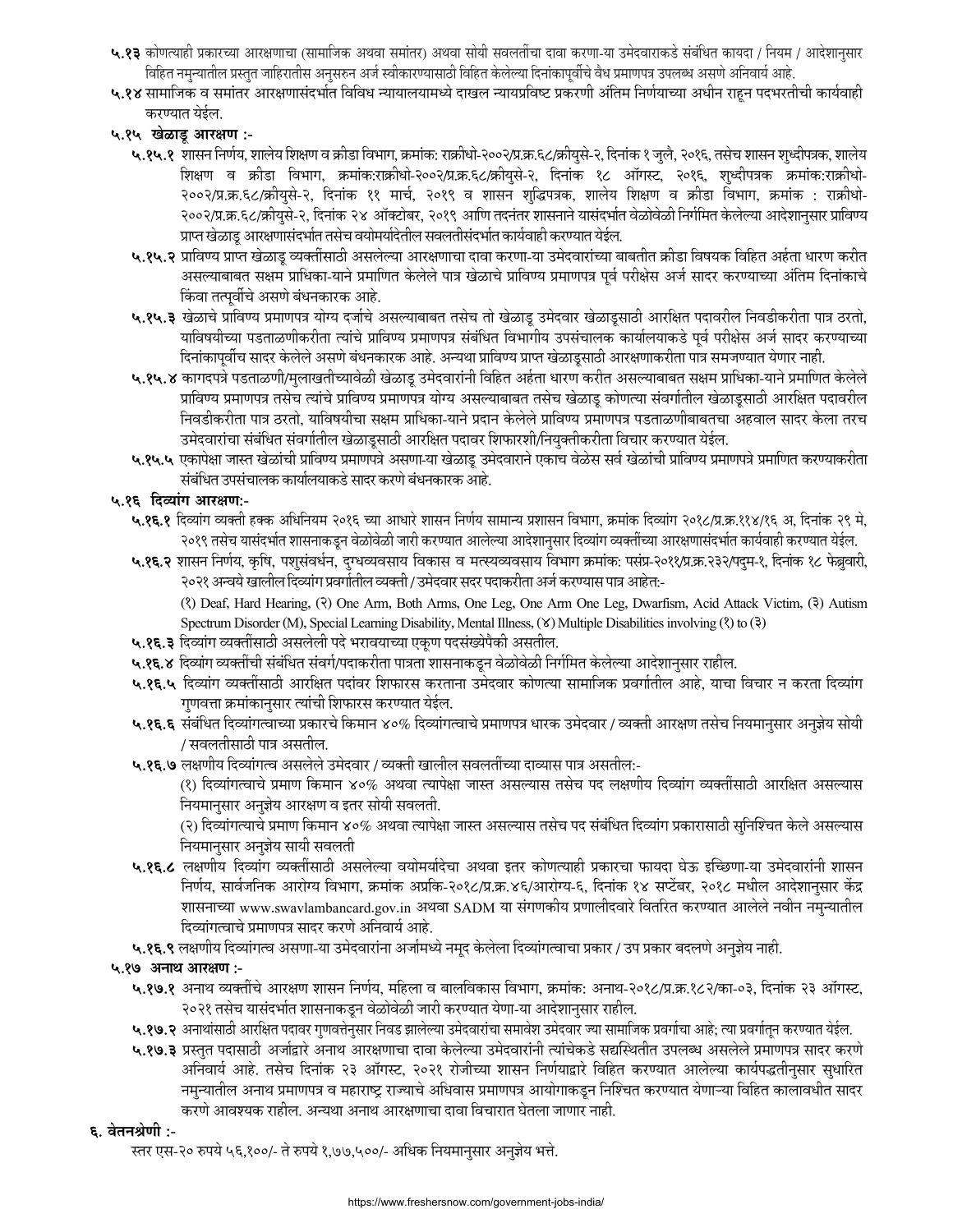**५.१३** कोणत्याही प्रकारच्या आरक्षणाचा (सामाजिक अथवा समांतर) अथवा सोयी सवलतींचा दावा करणा-या उमेदवाराकडे संबंधित कायदा / नियम / आदेशानुसार विहित नमुन्यातील प्रस्तुत जाहिरातीस अनुसरुन अर्ज स्वीकारण्यासाठी विहित केलेल्या दिनांकापूर्वीचे वैध प्रमाणपत्र उपलब्ध असणे अनिवार्य आहे.

**५.१४** सामाजिक व समांतर आरक्षणासंदर्भात विविध न्यायालयामध्ये दाखल न्यायप्रविष्ट प्रकरणी अंतिम निर्णयाच्या अधीन राहून पदभरतीची कार्यवाही करण्यात येईल.

**५.१५ खेळाडू आरक्षण :-**

**५.१५.१** शासन निर्णय, शालेय शिक्षण व क्रीडा विभाग, क्रमांक: राक्रीधो-२००२/प्र.क्र.६८/क्रीयुसे-२, दिनांक १ जुलै, २०१६, तसेच शासन शुध्दीपत्रक, शालेय शिक्षण व क्रीडा विभाग, क्रमांक:राक्रीधो-२००२/प्र.क्र.६८/क्रीयुसे-२, दिनांक १८ ऑगस्ट, २०१६, शुध्दीपत्रक क्रमांक:राक्रीधो-२००२/प्र.क्र.६८/क्रीयुसे-२, दिनांक ११ मार्च, २०१९ व शासन शुद्धिपत्रक, शालेय शिक्षण व क्रीडा विभाग, क्रमांक : राक्रीधो-२००२/प्र.क्र.६८/क्रीयुसे-२, दिनांक २४ ऑक्टोबर, २०१९ आणि तदनंतर शासनाने यासंदर्भात वेळोवेळी निर्गमित केलेल्या आदेशानुसार प्राविण्य प्राप्त खेळाडू आरक्षणासंदर्भात तसेच वयोमर्यादेतील सवलतीसंदर्भात कार्यवाही करण्यात येईल.

**५.१५.२** प्राविण्य प्राप्त खेळाडू व्यक्तींसाठी असलेल्या आरक्षणाचा दावा करणा-या उमेदवारांच्या बाबतीत क्रीडा विषयक विहित अर्हता धारण करीत असल्याबाबत सक्षम प्राधिका-याने प्रमाणित केलेले पात्र खेळाचे प्राविण्य प्रमाणपत्र पूर्व परीक्षेस अर्ज सादर करण्याच्या अंतिम दिनांकाचे किंवा तत्पूर्वीचे असणे बंधनकारक आहे.

**५.१५.३** खेळाचे प्राविण्य प्रमाणपत्र योग्य दर्जाचे असल्याबाबत तसेच तो खेळाडू उमेदवार खेळाडूसाठी आरक्षित पदावरील निवडीकरीता पात्र ठरतो, याविषयीच्या पडताळणीकरीता त्यांचे प्राविण्य प्रमाणपत्र संबंधित विभागीय उपसंचालक कार्यालयाकडे पूर्व परीक्षेस अर्ज सादर करण्याच्या दिनांकापूर्वीच सादर केलेले असणे बंधनकारक आहे. अन्यथा प्राविण्य प्राप्त खेळाडूसाठी आरक्षणाकरीता पात्र समजण्यात येणार नाही.

**५.१५.४** कागदपत्रे पडताळणी/मुलाखतीच्यावेळी खेळाडू उमेदवारांनी विहित अर्हता धारण करीत असल्याबाबत सक्षम प्राधिका-याने प्रमाणित केलेले प्राविण्य प्रमाणपत्र तसेच त्यांचे प्राविण्य प्रमाणपत्र योग्य असल्याबाबत तसेच खेळाडू कोणत्या संवर्गातील खेळाडूसाठी आरक्षित पदावरील निवडीकरीता पात्र ठरतो, याविषयीचा सक्षम प्राधिका-याने प्रदान केलेले प्राविण्य प्रमाणपत्र पडताळणीबाबतचा अहवाल सादर केला तरच उमेदवारांचा संबंधित संवर्गातील खेळाडूसाठी आरक्षित पदावर शिफारशी/नियुक्तीकरीता विचार करण्यात येईल.

**५.१५.५** एकापेक्षा जास्त खेळांची प्राविण्य प्रमाणपत्रे असणा-या खेळाडू उमेदवाराने एकाच वेळेस सर्व खेळांची प्राविण्य प्रमाणपत्रे प्रमाणित करण्याकरीता संबंधित उपसंचालक कार्यालयाकडे सादर करणे बंधनकारक आहे.

**५.१६ दिव्यांग आरक्षण:-**

**५.१६.१** दिव्यांग व्यक्ती हक्क अधिनियम २०१६ च्या आधारे शासन निर्णय सामान्य प्रशासन विभाग, क्रमांक दिव्यांग २०१८/प्र.क्र.११४/१६ अ, दिनांक २९ मे, २०१९ तसेच यासंदर्भात शासनाकडून वेळोवेळी जारी करण्यात आलेल्या आदेशानुसार दिव्यांग व्यक्तींच्या आरक्षणासंदर्भात कार्यवाही करण्यात येईल.

**५.१६.२** शासन निर्णय, कृषि, पशुसंवर्धन, दुग्धव्यवसाय विकास व मत्स्यव्यवसाय विभाग क्रमांक: पसंप्र-२०११/प्र.क्र.२३२/पदुम-१, दिनांक १८ फेब्रुवारी, २०२१ अन्वये खालील दिव्यांग प्रवर्गातील व्यक्ती / उमेदवार सदर पदाकरीता अर्ज करण्यास पात्र आहेत:-

(१) Deaf, Hard Hearing, (२) One Arm, Both Arms, One Leg, One Arm One Leg, Dwarfism, Acid Attack Victim, (३) Autism Spectrum Disorder (M), Special Learning Disability, Mental Illness, (४) Multiple Disabilities involving (१) to (३)

**५.१६.३** दिव्यांग व्यक्तींसाठी असलेली पदे भरावयाच्या एकूण पदसंख्येपैकी असतील.

**५.१६.४** दिव्यांग व्यक्तींची संबंधित संवर्ग/पदाकरीता पात्रता शासनाकडून वेळोवेळी निर्गमित केलेल्या आदेशानुसार राहील.

**५.१६.५** दिव्यांग व्यक्तींसाठी आरक्षित पदांवर शिफारस करताना उमेदवार कोणत्या सामाजिक प्रवर्गातील आहे, याचा विचार न करता दिव्यांग गुणवत्ता क्रमांकानुसार त्यांची शिफारस करण्यात येईल.

**५.१६.६** संबंधित दिव्यांगत्वाच्या प्रकारचे किमान ४०% दिव्यांगत्वाचे प्रमाणपत्र धारक उमेदवार / व्यक्ती आरक्षण तसेच नियमानुसार अनुज्ञेय सोयी / सवलतींसाठी पात्र असतील.

**५.१६.७** लक्षणीय दिव्यांगत्व असलेले उमेदवार / व्यक्ती खालील सवलतींच्या दाव्यास पात्र असतील:-

(१) दिव्यांगत्वाचे प्रमाण किमान ४०% अथवा त्यापेक्षा जास्त असल्यास तसेच पद लक्षणीय दिव्यांग व्यक्तींसाठी आरक्षित असल्यास नियमानुसार अनुज्ञेय आरक्षण व इतर सोयी सवलती.

(२) दिव्यांगत्याचे प्रमाण किमान ४०% अथवा त्यापेक्षा जास्त असल्यास तसेच पद संबंधित दिव्यांग प्रकारासाठी सुनिश्चित केले असल्यास नियमानुसार अनुज्ञेय सायी सवलती

**५.१६.८** लक्षणीय दिव्यांग व्यक्तींसाठी असलेल्या वयोमर्यादेचा अथवा इतर कोणत्याही प्रकारचा फायदा घेऊ इच्छिणा-या उमेदवारांनी शासन निर्णय, सार्वजनिक आरोग्य विभाग, क्रमांक अप्रकि-२०१८/प्र.क्र.४६/आरोग्य-६, दिनांक १४ सप्टेंबर, २०१८ मधील आदेशानुसार केंद्र शासनाच्या www.swavlambancard.gov.in अथवा SADM या संगणकीय प्रणालीदवारे वितरित करण्यात आलेले नवीन नमुन्यातील दिव्यांगत्वाचे प्रमाणपत्र सादर करणे अनिवार्य आहे.

**५.१६.९** लक्षणीय दिव्यांगत्व असणा-या उमेदवारांना अर्जामध्ये नमूद केलेला दिव्यांगत्वाचा प्रकार / उप प्रकार बदलणे अनुज्ञेय नाही.

**५.१७ अनाथ आरक्षण :-**

**५.१७.१** अनाथ व्यक्तींचे आरक्षण शासन निर्णय, महिला व बालविकास विभाग, क्रमांक: अनाथ-२०१८/प्र.क्र.१८२/का-०३, दिनांक २३ ऑगस्ट, २०२१ तसेच यासंदर्भात शासनाकडून वेळोवेळी जारी करण्यात येणा-या आदेशानुसार राहील.

**५.१७.२** अनाथांसाठी आरक्षित पदावर गुणवत्तेनुसार निवड झालेल्या उमेदवारांचा समावेश उमेदवार ज्या सामाजिक प्रवर्गाचा आहे; त्या प्रवर्गातून करण्यात येईल.

**५.१७.३** प्रस्तुत पदासाठी अर्जाद्वारे अनाथ आरक्षणाचा दावा केलेल्या उमेदवारांनी त्यांचेकडे सद्यस्थितीत उपलब्ध असलेले प्रमाणपत्र सादर करणे अनिवार्य आहे. तसेच दिनांक २३ ऑगस्ट, २०२१ रोजीच्या शासन निर्णयाद्वारे विहित करण्यात आलेल्या कार्यपद्धतीनुसार सुधारित नमुन्यातील अनाथ प्रमाणपत्र व महाराष्ट्र राज्याचे अधिवास प्रमाणपत्र आयोगाकडून निश्चित करण्यात येणाऱ्या विहित कालावधीत सादर करणे आवश्यक राहील. अन्यथा अनाथ आरक्षणाचा दावा विचारात घेतला जाणार नाही.

## ६. वेतनश्रेणी :-

स्तर एस-२० रुपये ५६,१००/- ते रुपये १,७७,५००/- अधिक नियमानुसार अनुज्ञेय भत्ते.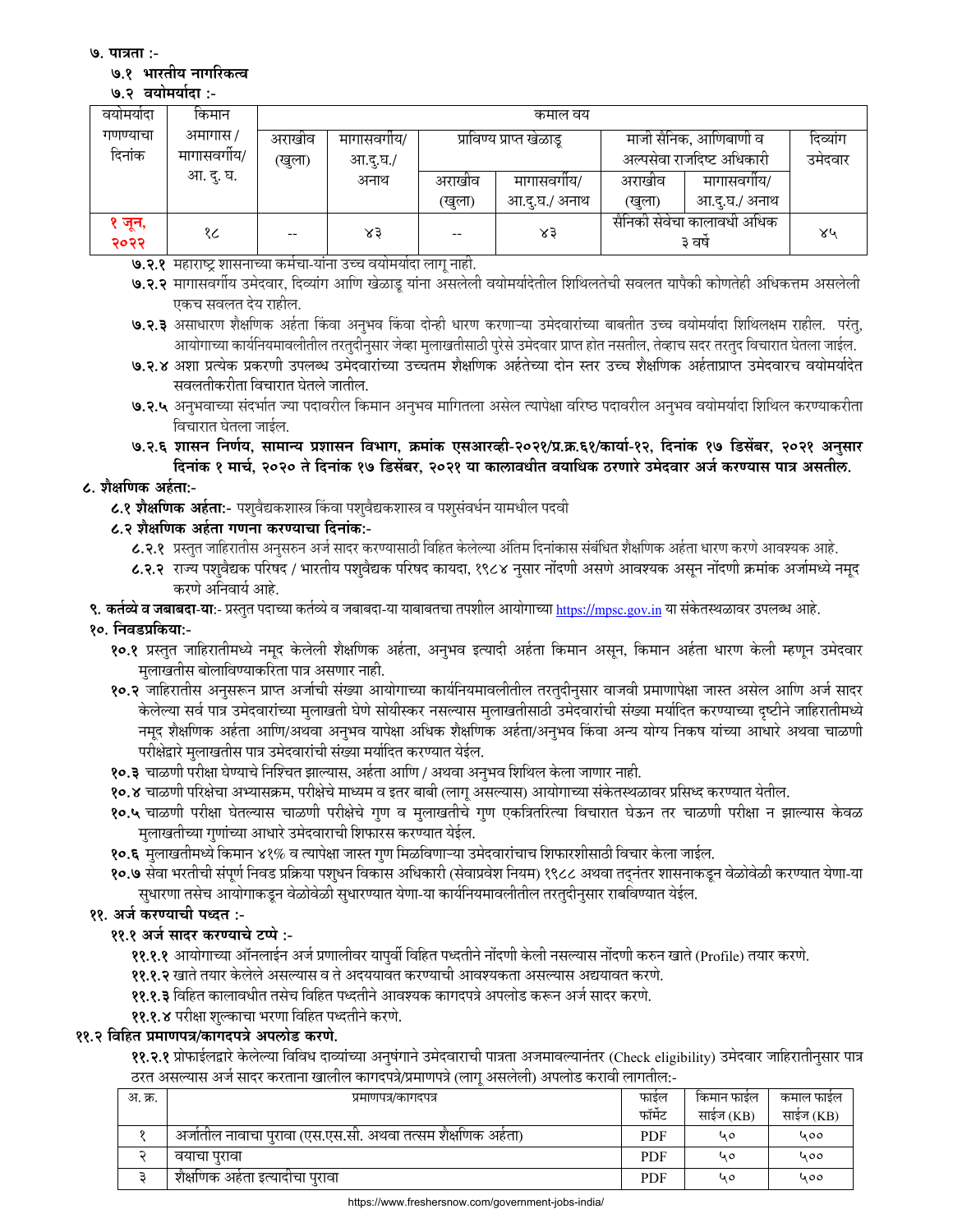**७. पात्रता :-**

**७.१ भारतीय नागरिकत्व**

**७.२ वयोमर्यादा :-**

| वयोमर्यादा गणण्याचा दिनांक | किमान अमागास / मागासवर्गीय/ आ. दु. घ. | कमाल वय | | | | | | |
|---|---|---|---|---|---|---|---|---|
| | | अराखीव (खुला) | मागासवर्गीय/ आ.दु.घ./ अनाथ | प्राविण्य प्राप्त खेळाडू | | माजी सैनिक, आणिबाणी व अल्पसेवा राजदिष्ट अधिकारी | | दिव्यांग उमेदवार |
| | | | | अराखीव (खुला) | मागासवर्गीय/ आ.दु.घ./ अनाथ | अराखीव (खुला) | मागासवर्गीय/ आ.दु.घ./ अनाथ | |
| १ जून, २०२२ | १८ | -- | ४३ | -- | ४३ | सैनिकी सेवेचा कालावधी अधिक ३ वर्षे | | ४५ |

**७.२.१** महाराष्ट्र शासनाच्या कर्मचा-यांना उच्च वयोमर्यादा लागू नाही.

**७.२.२** मागासवर्गीय उमेदवार, दिव्यांग आणि खेळाडू यांना असलेली वयोमर्यादेतील शिथिलतेची सवलत यापैकी कोणतेही अधिकत्तम असलेली एकच सवलत देय राहील.

**७.२.३** असाधारण शैक्षणिक अर्हता किंवा अनुभव किंवा दोन्ही धारण करणाऱ्या उमेदवारांच्या बाबतीत उच्च वयोमर्यादा शिथिलक्षम राहील. परंतु, आयोगाच्या कार्यनियमावलीतील तरतुदीनुसार जेव्हा मुलाखतीसाठी पुरेसे उमेदवार प्राप्त होत नसतील, तेव्हाच सदर तरतुद विचारात घेतला जाईल.

**७.२.४** अशा प्रत्येक प्रकरणी उपलब्ध उमेदवारांच्या उच्चतम शैक्षणिक अर्हतेच्या दोन स्तर उच्च शैक्षणिक अर्हताप्राप्त उमेदवारच वयोमर्यादेत सवलतीकरीता विचारात घेतले जातील.

**७.२.५** अनुभवाच्या संदर्भात ज्या पदावरील किमान अनुभव मागितला असेल त्यापेक्षा वरिष्ठ पदावरील अनुभव वयोमर्यादा शिथिल करण्याकरीता विचारात घेतला जाईल.

**७.२.६ शासन निर्णय, सामान्य प्रशासन विभाग, क्रमांक एसआरव्ही-२०२१/प्र.क्र.६१/कार्या-१२, दिनांक १७ डिसेंबर, २०२१ अनुसार दिनांक १ मार्च, २०२० ते दिनांक १७ डिसेंबर, २०२१ या कालावधीत वयाधिक ठरणारे उमेदवार अर्ज करण्यास पात्र असतील.**

**८. शैक्षणिक अर्हता:-**

**८.१ शैक्षणिक अर्हता:-** पशुवैद्यकशास्त्र किंवा पशुवैद्यकशास्त्र व पशुसंवर्धन यामधील पदवी

**८.२ शैक्षणिक अर्हता गणना करण्याचा दिनांक:-**

**८.२.१** प्रस्तुत जाहिरातीस अनुसरुन अर्ज सादर करण्यासाठी विहित केलेल्या अंतिम दिनांकास संबंधित शैक्षणिक अर्हता धारण करणे आवश्यक आहे.

**८.२.२** राज्य पशुवैद्यक परिषद / भारतीय पशुवैद्यक परिषद कायदा, १९८४ नुसार नोंदणी असणे आवश्यक असून नोंदणी क्रमांक अर्जामध्ये नमूद करणे अनिवार्य आहे.

**९. कर्तव्ये व जबाबदा-या**:- प्रस्तुत पदाच्या कर्तव्ये व जबाबदा-या याबाबतचा तपशील आयोगाच्या https://mpsc.gov.in या संकेतस्थळावर उपलब्ध आहे.

**१०. निवडप्रकिया:-**

**१०.१** प्रस्तुत जाहिरातीमध्ये नमूद केलेली शैक्षणिक अर्हता, अनुभव इत्यादी अर्हता किमान असून, किमान अर्हता धारण केली म्हणून उमेदवार मुलाखतीस बोलाविण्याकरिता पात्र असणार नाही.

**१०.२** जाहिरातीस अनुसरून प्राप्त अर्जाची संख्या आयोगाच्या कार्यनियमावलीतील तरतुदीनुसार वाजवी प्रमाणापेक्षा जास्त असेल आणि अर्ज सादर केलेल्या सर्व पात्र उमेदवारांच्या मुलाखती घेणे सोयीस्कर नसल्यास मुलाखतीसाठी उमेदवारांची संख्या मर्यादित करण्याच्या दृष्टीने जाहिरातीमध्ये नमूद शैक्षणिक अर्हता आणि/अथवा अनुभव यापेक्षा अधिक शैक्षणिक अर्हता/अनुभव किंवा अन्य योग्य निकष यांच्या आधारे अथवा चाळणी परीक्षेद्वारे मुलाखतीस पात्र उमेदवारांची संख्या मर्यादित करण्यात येईल.

**१०.३** चाळणी परीक्षा घेण्याचे निश्चित झाल्यास, अर्हता आणि / अथवा अनुभव शिथिल केला जाणार नाही.

**१०.४** चाळणी परिक्षेचा अभ्यासक्रम, परीक्षेचे माध्यम व इतर बाबी (लागू असल्यास) आयोगाच्या संकेतस्थळावर प्रसिध्द करण्यात येतील.

**१०.५** चाळणी परीक्षा घेतल्यास चाळणी परीक्षेचे गुण व मुलाखतीचे गुण एकत्रितरित्या विचारात घेऊन तर चाळणी परीक्षा न झाल्यास केवळ मुलाखतीच्या गुणांच्या आधारे उमेदवाराची शिफारस करण्यात येईल.

**१०.६** मुलाखतीमध्ये किमान ४१% व त्यापेक्षा जास्त गुण मिळविणाऱ्या उमेदवारांचाच शिफारशीसाठी विचार केला जाईल.

**१०.७** सेवा भरतीची संपूर्ण निवड प्रक्रिया पशुधन विकास अधिकारी (सेवाप्रवेश नियम) १९८८ अथवा तद्नंतर शासनाकडून वेळोवेळी करण्यात येणा-या सुधारणा तसेच आयोगाकडून वेळोवेळी सुधारण्यात येणा-या कार्यनियमावलीतील तरतुदीनुसार राबविण्यात येईल.

**११. अर्ज करण्याची पध्दत :-**

**११.१ अर्ज सादर करण्याचे टप्पे :-**

**११.१.१** आयोगाच्या ऑनलाईन अर्ज प्रणालीवर यापुर्वी विहित पध्दतीने नोंदणी केली नसल्यास नोंदणी करुन खाते (Profile) तयार करणे.

**११.१.२** खाते तयार केलेले असल्यास व ते अदययावत करण्याची आवश्यकता असल्यास अद्ययावत करणे.

**११.१.३** विहित कालावधीत तसेच विहित पध्दतीने आवश्यक कागदपत्रे अपलोड करून अर्ज सादर करणे.

**११.१.४** परीक्षा शुल्काचा भरणा विहित पध्दतीने करणे.

**११.२ विहित प्रमाणपत्र/कागदपत्रे अपलोड करणे.**

**११.२.१** प्रोफाईलद्वारे केलेल्या विविध दाव्यांच्या अनुषंगाने उमेदवाराची पात्रता अजमावल्यानंतर (Check eligibility) उमेदवार जाहिरातीनुसार पात्र ठरत असल्यास अर्ज सादर करताना खालील कागदपत्रे/प्रमाणपत्रे (लागू असलेली) अपलोड करावी लागतील:-

| अ. क्र. | प्रमाणपत्र/कागदपत्र | फाईल फॉर्मेट | किमान फाईल साईज (KB) | कमाल फाईल साईज (KB) |
|---|---|---|---|---|
| १ | अर्जातील नावाचा पुरावा (एस.एस.सी. अथवा तत्सम शैक्षणिक अर्हता) | PDF | ५० | ५०० |
| २ | वयाचा पुरावा | PDF | ५० | ५०० |
| ३ | शैक्षणिक अर्हता इत्यादीचा पुरावा | PDF | ५० | ५०० |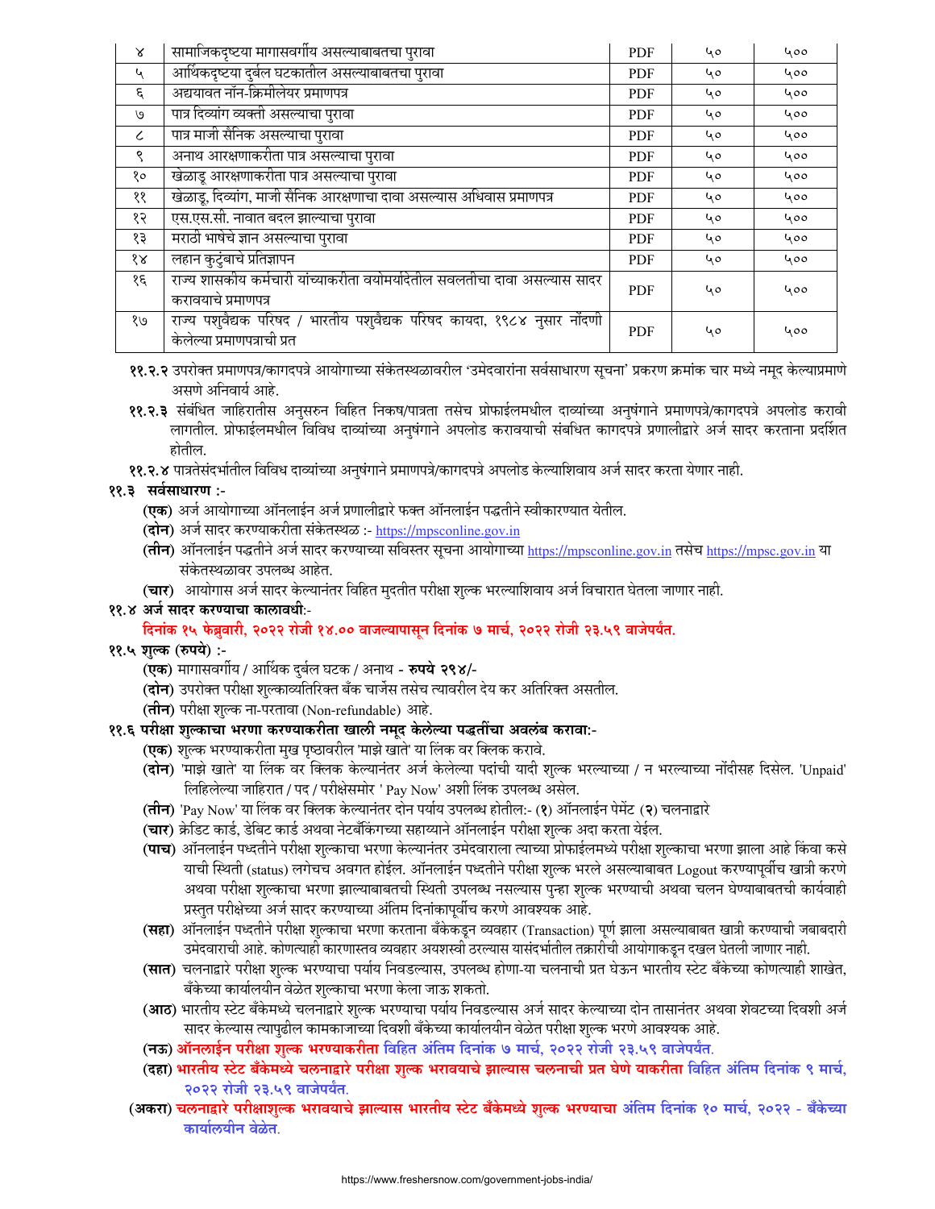| ४ | सामाजिकदृष्टया मागासवर्गीय असल्याबाबतचा पुरावा | PDF | ५० | ५०० |
|---|---|---|---|---|
| ५ | आर्थिकदृष्टया दुर्बल घटकातील असल्याबाबतचा पुरावा | PDF | ५० | ५०० |
| ६ | अद्ययावत नॉन-क्रिमीलेयर प्रमाणपत्र | PDF | ५० | ५०० |
| ७ | पात्र दिव्यांग व्यक्ती असल्याचा पुरावा | PDF | ५० | ५०० |
| ८ | पात्र माजी सैनिक असल्याचा पुरावा | PDF | ५० | ५०० |
| ९ | अनाथ आरक्षणाकरीता पात्र असल्याचा पुरावा | PDF | ५० | ५०० |
| १० | खेळाडू आरक्षणाकरीता पात्र असल्याचा पुरावा | PDF | ५० | ५०० |
| ११ | खेळाडू, दिव्यांग, माजी सैनिक आरक्षणाचा दावा असल्यास अधिवास प्रमाणपत्र | PDF | ५० | ५०० |
| १२ | एस.एस.सी. नावात बदल झाल्याचा पुरावा | PDF | ५० | ५०० |
| १३ | मराठी भाषेचे ज्ञान असल्याचा पुरावा | PDF | ५० | ५०० |
| १४ | लहान कुटुंबाचे प्रतिज्ञापन | PDF | ५० | ५०० |
| १६ | राज्य शासकीय कर्मचारी यांच्याकरीता वयोमर्यादेतील सवलतीचा दावा असल्यास सादर करावयाचे प्रमाणपत्र | PDF | ५० | ५०० |
| १७ | राज्य पशुवैद्यक परिषद / भारतीय पशुवैद्यक परिषद कायदा, १९८४ नुसार नोंदणी केलेल्या प्रमाणपत्राची प्रत | PDF | ५० | ५०० |

**११.२.२** उपरोक्त प्रमाणपत्र/कागदपत्रे आयोगाच्या संकेतस्थळावरील 'उमेदवारांना सर्वसाधारण सूचना' प्रकरण क्रमांक चार मध्ये नमूद केल्याप्रमाणे असणे अनिवार्य आहे.

**११.२.३** संबंधित जाहिरातीस अनुसरुन विहित निकष/पात्रता तसेच प्रोफाईलमधील दाव्यांच्या अनुषंगाने प्रमाणपत्रे/कागदपत्रे अपलोड करावी लागतील. प्रोफाईलमधील विविध दाव्यांच्या अनुषंगाने अपलोड करावयाची संबधित कागदपत्रे प्रणालीद्वारे अर्ज सादर करताना प्रदर्शित होतील.

**११.२.४** पात्रतेसंदर्भातील विविध दाव्यांच्या अनुषंगाने प्रमाणपत्रे/कागदपत्रे अपलोड केल्याशिवाय अर्ज सादर करता येणार नाही.

**११.३ सर्वसाधारण :-**

**(एक)** अर्ज आयोगाच्या ऑनलाईन अर्ज प्रणालीद्वारे फक्त ऑनलाईन पद्धतीने स्वीकारण्यात येतील.

**(दोन)** अर्ज सादर करण्याकरीता संकेतस्थळ :- https://mpsconline.gov.in

**(तीन)** ऑनलाईन पद्धतीने अर्ज सादर करण्याच्या सविस्तर सूचना आयोगाच्या https://mpsconline.gov.in तसेच https://mpsc.gov.in या संकेतस्थळावर उपलब्ध आहेत.

**(चार)** आयोगास अर्ज सादर केल्यानंतर विहित मुदतीत परीक्षा शुल्क भरल्याशिवाय अर्ज विचारात घेतला जाणार नाही.

**११.४ अर्ज सादर करण्याचा कालावधी:-**

**दिनांक १५ फेब्रुवारी, २०२२ रोजी १४.०० वाजल्यापासून दिनांक ७ मार्च, २०२२ रोजी २३.५९ वाजेपर्यंत.**

**११.५ शुल्क (रुपये) :-**

**(एक)** मागासवर्गीय / आर्थिक दुर्बल घटक / अनाथ - **रुपये २९४/-**

**(दोन)** उपरोक्त परीक्षा शुल्काव्यतिरिक्त बँक चार्जेस तसेच त्यावरील देय कर अतिरिक्त असतील.

**(तीन)** परीक्षा शुल्क ना-परतावा (Non-refundable) आहे.

**११.६ परीक्षा शुल्काचा भरणा करण्याकरीता खाली नमूद केलेल्या पद्धतींचा अवलंब करावा:-**

**(एक)** शुल्क भरण्याकरीता मुख पृष्ठावरील 'माझे खाते' या लिंक वर क्लिक करावे.

**(दोन)** 'माझे खाते' या लिंक वर क्लिक केल्यानंतर अर्ज केलेल्या पदांची यादी शुल्क भरल्याच्या / न भरल्याच्या नोंदीसह दिसेल. 'Unpaid' लिहिलेल्या जाहिरात / पद / परीक्षेसमोर ' Pay Now' अशी लिंक उपलब्ध असेल.

**(तीन)** 'Pay Now' या लिंक वर क्लिक केल्यानंतर दोन पर्याय उपलब्ध होतील:- (**१**) ऑनलाईन पेमेंट (**२**) चलनाद्वारे

**(चार)** क्रेडिट कार्ड, डेबिट कार्ड अथवा नेटबँकिंगच्या सहाय्याने ऑनलाईन परीक्षा शुल्क अदा करता येईल.

**(पाच)** ऑनलाईन पध्दतीने परीक्षा शुल्काचा भरणा केल्यानंतर उमेदवाराला त्याच्या प्रोफाईलमध्ये परीक्षा शुल्काचा भरणा झाला आहे किंवा कसे याची स्थिती (status) लगेचच अवगत होईल. ऑनलाईन पध्दतीने परीक्षा शुल्क भरले असल्याबाबत Logout करण्यापूर्वीच खात्री करणे अथवा परीक्षा शुल्काचा भरणा झाल्याबाबतची स्थिती उपलब्ध नसल्यास पुन्हा शुल्क भरण्याची अथवा चलन घेण्याबाबतची कार्यवाही प्रस्तुत परीक्षेच्या अर्ज सादर करण्याच्या अंतिम दिनांकापूर्वीच करणे आवश्यक आहे.

**(सहा)** ऑनलाईन पध्दतीने परीक्षा शुल्काचा भरणा करताना बँकेकडून व्यवहार (Transaction) पूर्ण झाला असल्याबाबत खात्री करण्याची जबाबदारी उमेदवाराची आहे. कोणत्याही कारणास्तव व्यवहार अयशस्वी ठरल्यास यासंदर्भातील तक्रारीची आयोगाकडून दखल घेतली जाणार नाही.

**(सात)** चलनाद्वारे परीक्षा शुल्क भरण्याचा पर्याय निवडल्यास, उपलब्ध होणा-या चलनाची प्रत घेऊन भारतीय स्टेट बँकेच्या कोणत्याही शाखेत, बँकेच्या कार्यालयीन वेळेत शुल्काचा भरणा केला जाऊ शकतो.

**(आठ)** भारतीय स्टेट बँकेमध्ये चलनाद्वारे शुल्क भरण्याचा पर्याय निवडल्यास अर्ज सादर केल्याच्या दोन तासानंतर अथवा शेवटच्या दिवशी अर्ज सादर केल्यास त्यापुढील कामकाजाच्या दिवशी बँकेच्या कार्यालयीन वेळेत परीक्षा शुल्क भरणे आवश्यक आहे.

**(नऊ) ऑनलाईन परीक्षा शुल्क भरण्याकरीता विहित अंतिम दिनांक ७ मार्च, २०२२ रोजी २३.५९ वाजेपर्यंत.**

**(दहा) भारतीय स्टेट बँकेमध्ये चलनाद्वारे परीक्षा शुल्क भरावयाचे झाल्यास चलनाची प्रत घेणे याकरीता विहित अंतिम दिनांक ९ मार्च, २०२२ रोजी २३.५९ वाजेपर्यंत.**

**(अकरा) चलनाद्वारे परीक्षाशुल्क भरावयाचे झाल्यास भारतीय स्टेट बँकेमध्ये शुल्क भरण्याचा अंतिम दिनांक १० मार्च, २०२२ - बँकेच्या कार्यालयीन वेळेत.**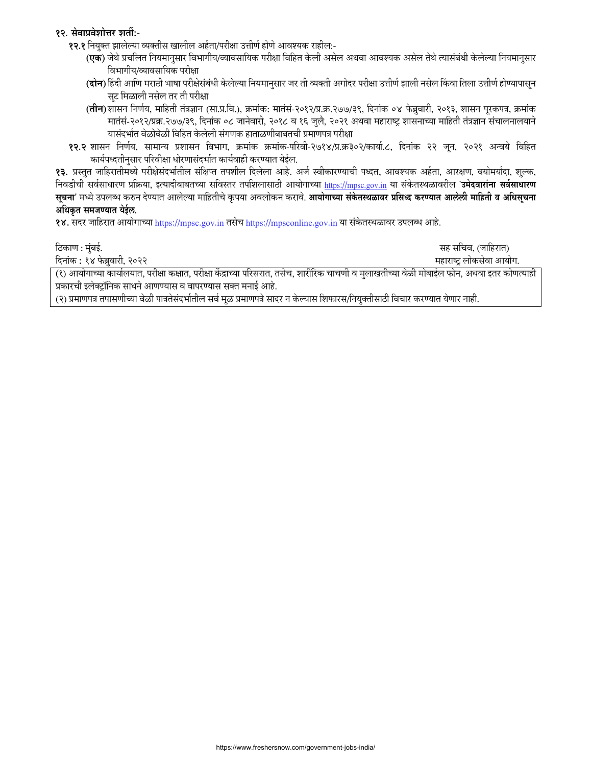**१२. सेवाप्रवेशोत्तर शर्ती:-**

**१२.१** नियुक्त झालेल्या व्यक्तीस खालील अर्हता/परीक्षा उत्तीर्ण होणे आवश्यक राहील:-

**(एक)** जेथे प्रचलित नियमानुसार विभागीय/व्यावसायिक परीक्षा विहित केली असेल अथवा आवश्यक असेल तेथे त्यासंबंधी केलेल्या नियमानुसार विभागीय/व्यावसायिक परीक्षा

**(दोन)** हिंदी आणि मराठी भाषा परीक्षेसंबंधी केलेल्या नियमानुसार जर ती व्यक्ती अगोदर परीक्षा उत्तीर्ण झाली नसेल किंवा तिला उत्तीर्ण होण्यापासून सूट मिळाली नसेल तर ती परीक्षा

**(तीन)** शासन निर्णय, माहिती तंत्रज्ञान (सा.प्र.वि.), क्रमांक: मातंसं-२०१२/प्र.क्र.२७७/३९, दिनांक ०४ फेब्रुवारी, २०१३, शासन पूरकपत्र, क्रमांक मातंसं-२०१२/प्रक्र.२७७/३९, दिनांक ०८ जानेवारी, २०१८ व १६ जुलै, २०२१ अथवा महाराष्ट्र शासनाच्या माहिती तंत्रज्ञान संचालनालयाने यासंदर्भात वेळोवेळी विहित केलेली संगणक हाताळणीबाबतची प्रमाणपत्र परीक्षा

**१२.२** शासन निर्णय, सामान्य प्रशासन विभाग, क्रमांक क्रमांक-परिवी-२७१४/प्र.क्र३०२/कार्या.८, दिनांक २२ जून, २०२१ अन्वये विहित कार्यपध्दतीनुसार परिवीक्षा धोरणासंदर्भात कार्यवाही करण्यात येईल.

**१३.** प्रस्तुत जाहिरातीमध्ये परीक्षेसंदर्भातील संक्षिप्त तपशील दिलेला आहे. अर्ज स्वीकारण्याची पध्दत, आवश्यक अर्हता, आरक्षण, वयोमर्यादा, शुल्क, निवडीची सर्वसाधारण प्रक्रिया, इत्यादीबाबतच्या सविस्तर तपशिलासाठी आयोगाच्या https://mpsc.gov.in या संकेतस्थळावरील '**उमेदवारांना सर्वसाधारण सूचना**' मध्ये उपलब्ध करुन देण्यात आलेल्या माहितीचे कृपया अवलोकन करावे. **आयोगाच्या संकेतस्थळावर प्रसिध्द करण्यात आलेली माहिती व अधिसूचना अधिकृत समजण्यात येईल.**

**१४.** सदर जाहिरात आयोगाच्या https://mpsc.gov.in तसेच https://mpsconline.gov.in या संकेतस्थळावर उपलब्ध आहे.

ठिकाण : मुंबई.
दिनांक : १४ फेब्रुवारी, २०२२

सह सचिव, (जाहिरात)
महाराष्ट्र लोकसेवा आयोग.

(१) आयोगाच्या कार्यालयात, परीक्षा कक्षात, परीक्षा केंद्राच्या परिसरात, तसेच, शारीरिक चाचणी व मुलाखतीच्या वेळी मोबाईल फोन, अथवा इतर कोणत्याही प्रकारची इलेक्ट्रॉनिक साधने आणण्यास व वापरण्यास सक्त मनाई आहे.

(२) प्रमाणपत्र तपासणीच्या वेळी पात्रतेसंदर्भातील सर्व मूळ प्रमाणपत्रे सादर न केल्यास शिफारस/नियुक्तीसाठी विचार करण्यात येणार नाही.